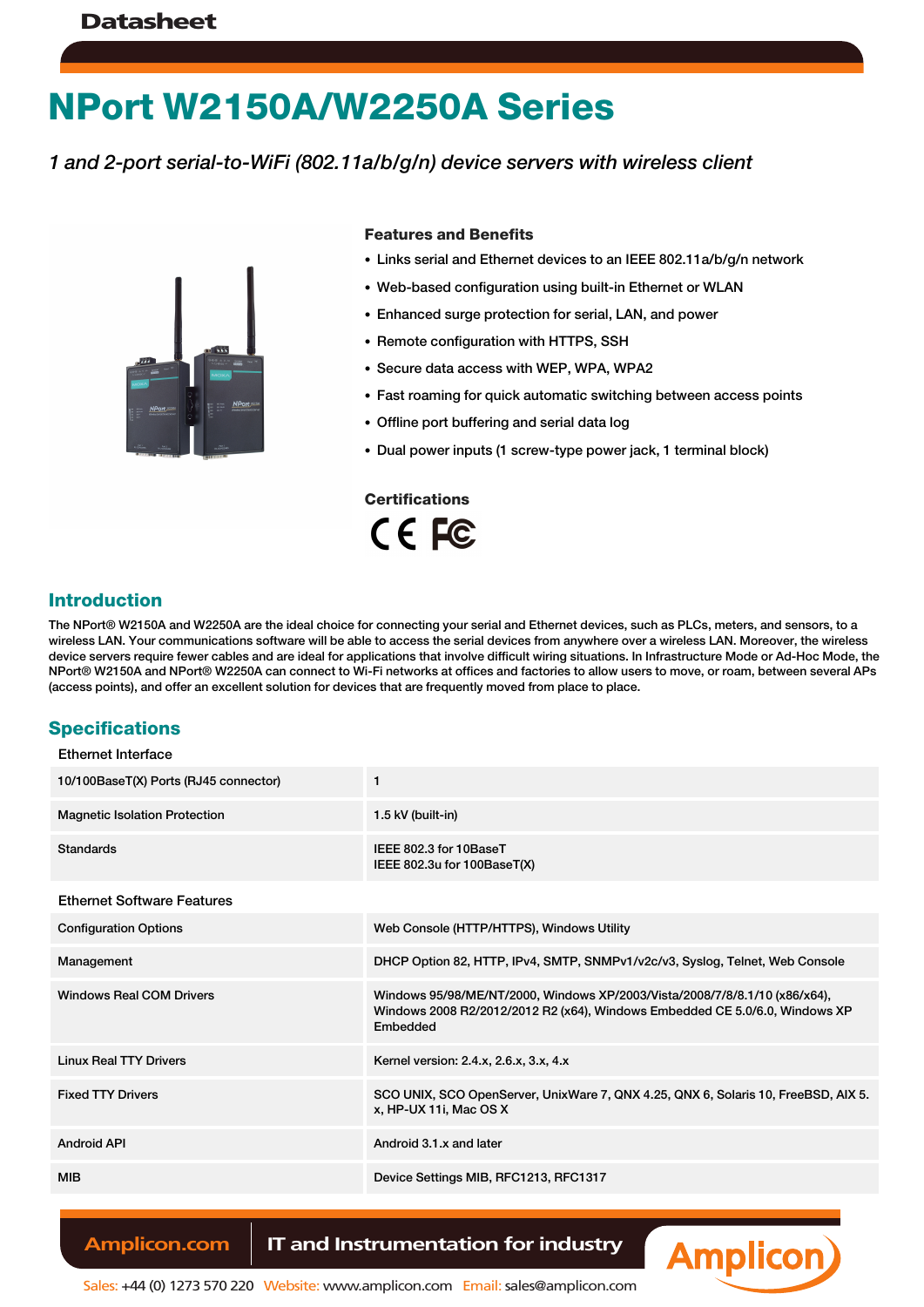Datasheet

# NPort W2150A/W2250A Series

*1 and 2-port serial-to-WiFi (802.11a/b/g/n) device servers with wireless client*

### Features and Benefits

- Links serial and Ethernet devices to an IEEE 802.11a/b/g/n network
- Web-based configuration using built-in Ethernet or WLAN
- Enhanced surge protection for serial, LAN, and power
- Remote configuration with HTTPS, SSH
- Secure data access with WEP, WPA, WPA2
- Fast roaming for quick automatic switching between access points
- Offline port buffering and serial data log
- Dual power inputs (1 screw-type power jack, 1 terminal block)

### Certifications

CE FC

## Introduction

The NPort® W2150A and W2250A are the ideal choice for connecting your serial and Ethernet devices, such as PLCs, meters, and sensors, to a wireless LAN. Your communications software will be able to access the serial devices from anywhere over a wireless LAN. Moreover, the wireless device servers require fewer cables and are ideal for applications that involve difficult wiring situations. In Infrastructure Mode or Ad-Hoc Mode, the NPort® W2150A and NPort® W2250A can connect to Wi-Fi networks at offices and factories to allow users to move, or roam, between several APs (access points), and offer an excellent solution for devices that are frequently moved from place to place.

## Specifications

### Ethernet Interface

| | |
|---|---|
| 10/100BaseT(X) Ports (RJ45 connector) | 1 |
| Magnetic Isolation Protection | 1.5 kV (built-in) |
| Standards | IEEE 802.3 for 10BaseT<br>IEEE 802.3u for 100BaseT(X) |

### Ethernet Software Features

| | |
|---|---|
| Configuration Options | Web Console (HTTP/HTTPS), Windows Utility |
| Management | DHCP Option 82, HTTP, IPv4, SMTP, SNMPv1/v2c/v3, Syslog, Telnet, Web Console |
| Windows Real COM Drivers | Windows 95/98/ME/NT/2000, Windows XP/2003/Vista/2008/7/8/8.1/10 (x86/x64), Windows 2008 R2/2012/2012 R2 (x64), Windows Embedded CE 5.0/6.0, Windows XP Embedded |
| Linux Real TTY Drivers | Kernel version: 2.4.x, 2.6.x, 3.x, 4.x |
| Fixed TTY Drivers | SCO UNIX, SCO OpenServer, UnixWare 7, QNX 4.25, QNX 6, Solaris 10, FreeBSD, AIX 5.x, HP-UX 11i, Mac OS X |
| Android API | Android 3.1.x and later |
| MIB | Device Settings MIB, RFC1213, RFC1317 |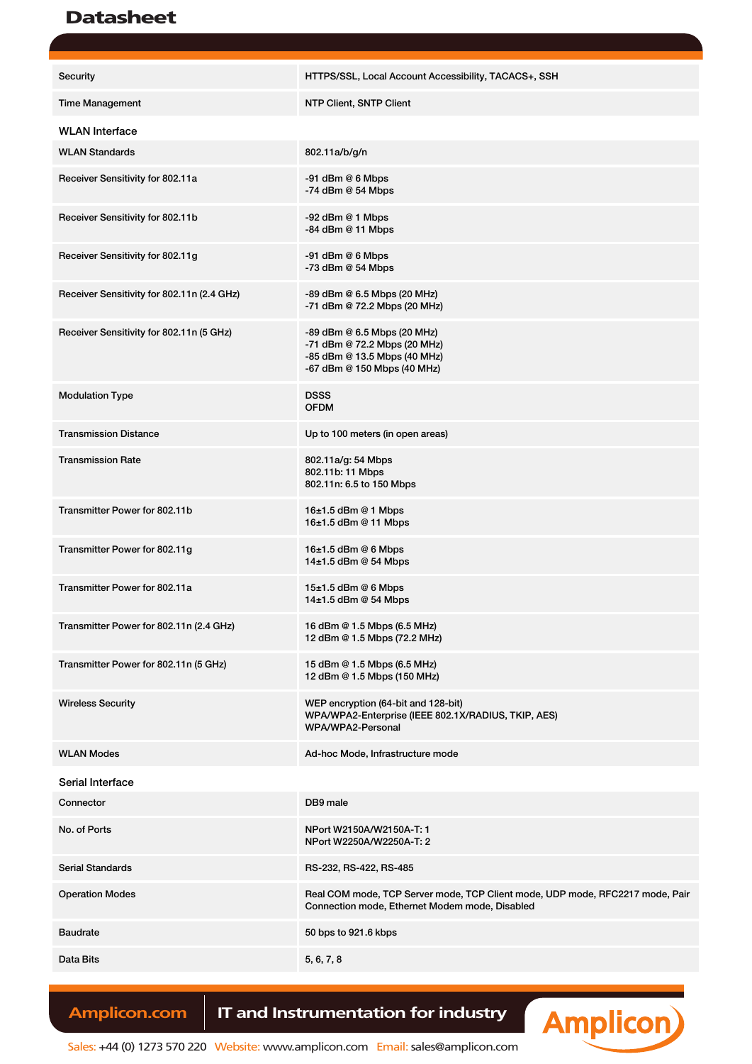| | |
|---|---|
| Security | HTTPS/SSL, Local Account Accessibility, TACACS+, SSH |
| Time Management | NTP Client, SNTP Client |

### WLAN Interface

| | |
|---|---|
| WLAN Standards | 802.11a/b/g/n |
| Receiver Sensitivity for 802.11a | -91 dBm @ 6 Mbps<br>-74 dBm @ 54 Mbps |
| Receiver Sensitivity for 802.11b | -92 dBm @ 1 Mbps<br>-84 dBm @ 11 Mbps |
| Receiver Sensitivity for 802.11g | -91 dBm @ 6 Mbps<br>-73 dBm @ 54 Mbps |
| Receiver Sensitivity for 802.11n (2.4 GHz) | -89 dBm @ 6.5 Mbps (20 MHz)<br>-71 dBm @ 72.2 Mbps (20 MHz) |
| Receiver Sensitivity for 802.11n (5 GHz) | -89 dBm @ 6.5 Mbps (20 MHz)<br>-71 dBm @ 72.2 Mbps (20 MHz)<br>-85 dBm @ 13.5 Mbps (40 MHz)<br>-67 dBm @ 150 Mbps (40 MHz) |
| Modulation Type | DSSS<br>OFDM |
| Transmission Distance | Up to 100 meters (in open areas) |
| Transmission Rate | 802.11a/g: 54 Mbps<br>802.11b: 11 Mbps<br>802.11n: 6.5 to 150 Mbps |
| Transmitter Power for 802.11b | 16±1.5 dBm @ 1 Mbps<br>16±1.5 dBm @ 11 Mbps |
| Transmitter Power for 802.11g | 16±1.5 dBm @ 6 Mbps<br>14±1.5 dBm @ 54 Mbps |
| Transmitter Power for 802.11a | 15±1.5 dBm @ 6 Mbps<br>14±1.5 dBm @ 54 Mbps |
| Transmitter Power for 802.11n (2.4 GHz) | 16 dBm @ 1.5 Mbps (6.5 MHz)<br>12 dBm @ 1.5 Mbps (72.2 MHz) |
| Transmitter Power for 802.11n (5 GHz) | 15 dBm @ 1.5 Mbps (6.5 MHz)<br>12 dBm @ 1.5 Mbps (150 MHz) |
| Wireless Security | WEP encryption (64-bit and 128-bit)<br>WPA/WPA2-Enterprise (IEEE 802.1X/RADIUS, TKIP, AES)<br>WPA/WPA2-Personal |
| WLAN Modes | Ad-hoc Mode, Infrastructure mode |

### Serial Interface

| | |
|---|---|
| Connector | DB9 male |
| No. of Ports | NPort W2150A/W2150A-T: 1<br>NPort W2250A/W2250A-T: 2 |
| Serial Standards | RS-232, RS-422, RS-485 |
| Operation Modes | Real COM mode, TCP Server mode, TCP Client mode, UDP mode, RFC2217 mode, Pair Connection mode, Ethernet Modem mode, Disabled |
| Baudrate | 50 bps to 921.6 kbps |
| Data Bits | 5, 6, 7, 8 |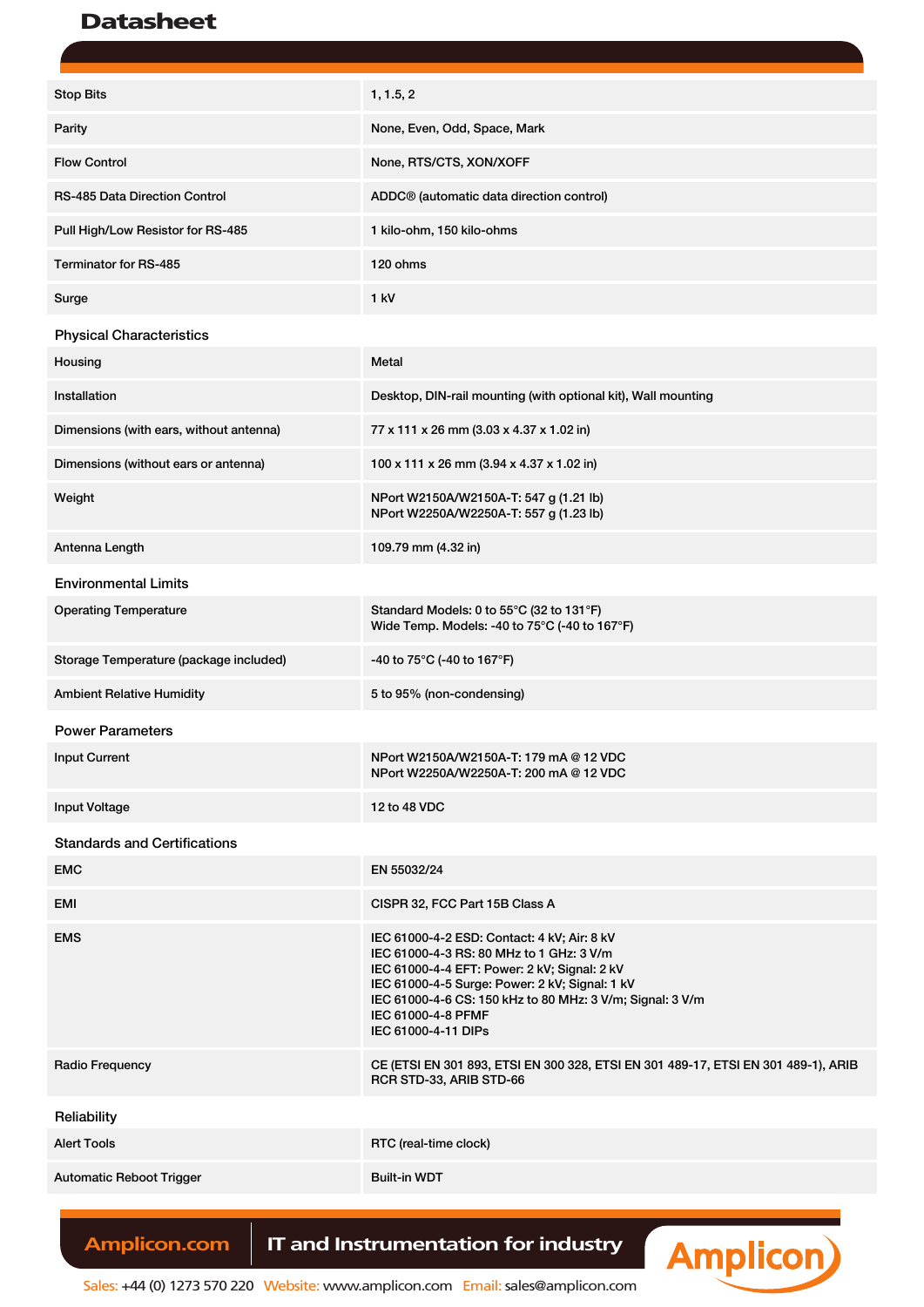| | |
|---|---|
| Stop Bits | 1, 1.5, 2 |
| Parity | None, Even, Odd, Space, Mark |
| Flow Control | None, RTS/CTS, XON/XOFF |
| RS-485 Data Direction Control | ADDC® (automatic data direction control) |
| Pull High/Low Resistor for RS-485 | 1 kilo-ohm, 150 kilo-ohms |
| Terminator for RS-485 | 120 ohms |
| Surge | 1 kV |

### Physical Characteristics

| | |
|---|---|
| Housing | Metal |
| Installation | Desktop, DIN-rail mounting (with optional kit), Wall mounting |
| Dimensions (with ears, without antenna) | 77 x 111 x 26 mm (3.03 x 4.37 x 1.02 in) |
| Dimensions (without ears or antenna) | 100 x 111 x 26 mm (3.94 x 4.37 x 1.02 in) |
| Weight | NPort W2150A/W2150A-T: 547 g (1.21 lb)<br>NPort W2250A/W2250A-T: 557 g (1.23 lb) |
| Antenna Length | 109.79 mm (4.32 in) |

### Environmental Limits

| | |
|---|---|
| Operating Temperature | Standard Models: 0 to 55°C (32 to 131°F)<br>Wide Temp. Models: -40 to 75°C (-40 to 167°F) |
| Storage Temperature (package included) | -40 to 75°C (-40 to 167°F) |
| Ambient Relative Humidity | 5 to 95% (non-condensing) |

### Power Parameters

| | |
|---|---|
| Input Current | NPort W2150A/W2150A-T: 179 mA @ 12 VDC<br>NPort W2250A/W2250A-T: 200 mA @ 12 VDC |
| Input Voltage | 12 to 48 VDC |

### Standards and Certifications

| | |
|---|---|
| EMC | EN 55032/24 |
| EMI | CISPR 32, FCC Part 15B Class A |
| EMS | IEC 61000-4-2 ESD: Contact: 4 kV; Air: 8 kV<br>IEC 61000-4-3 RS: 80 MHz to 1 GHz: 3 V/m<br>IEC 61000-4-4 EFT: Power: 2 kV; Signal: 2 kV<br>IEC 61000-4-5 Surge: Power: 2 kV; Signal: 1 kV<br>IEC 61000-4-6 CS: 150 kHz to 80 MHz: 3 V/m; Signal: 3 V/m<br>IEC 61000-4-8 PFMF<br>IEC 61000-4-11 DIPs |
| Radio Frequency | CE (ETSI EN 301 893, ETSI EN 300 328, ETSI EN 301 489-17, ETSI EN 301 489-1), ARIB RCR STD-33, ARIB STD-66 |

### Reliability

| | |
|---|---|
| Alert Tools | RTC (real-time clock) |
| Automatic Reboot Trigger | Built-in WDT |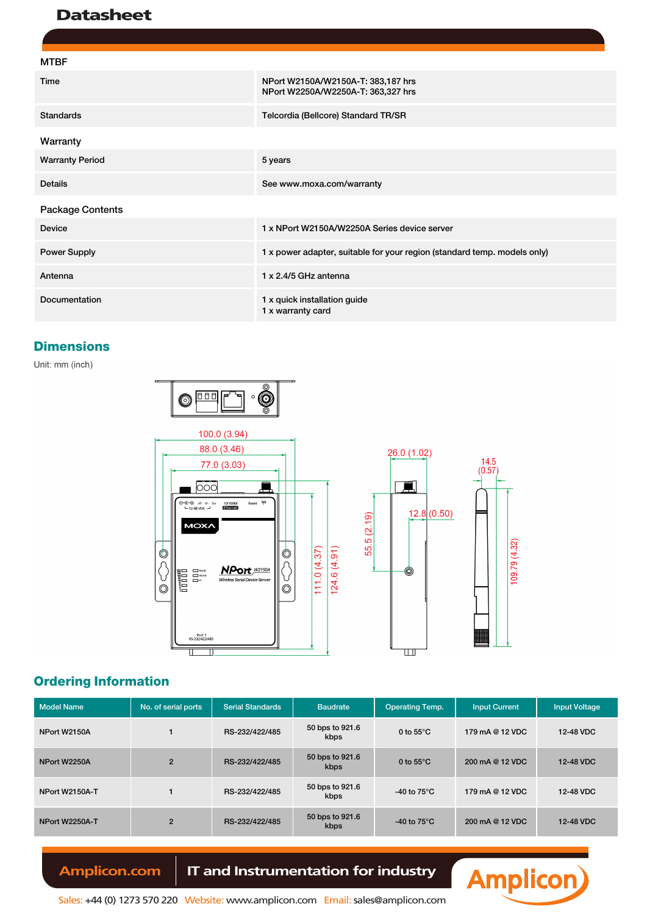### MTBF

| | |
|---|---|
| Time | NPort W2150A/W2150A-T: 383,187 hrs<br>NPort W2250A/W2250A-T: 363,327 hrs |
| Standards | Telcordia (Bellcore) Standard TR/SR |

### Warranty

| | |
|---|---|
| Warranty Period | 5 years |
| Details | See www.moxa.com/warranty |

### Package Contents

| | |
|---|---|
| Device | 1 x NPort W2150A/W2250A Series device server |
| Power Supply | 1 x power adapter, suitable for your region (standard temp. models only) |
| Antenna | 1 x 2.4/5 GHz antenna |
| Documentation | 1 x quick installation guide<br>1 x warranty card |

## Dimensions

Unit: mm (inch)

100.0 (3.94)
88.0 (3.46)
77.0 (3.03)
111.0 (4.37)
124.6 (4.91)
26.0 (1.02)
12.8 (0.50)
55.5 (2.19)
14.5 (0.57)
109.79 (4.32)

## Ordering Information

| Model Name | No. of serial ports | Serial Standards | Baudrate | Operating Temp. | Input Current | Input Voltage |
|---|---|---|---|---|---|---|
| NPort W2150A | 1 | RS-232/422/485 | 50 bps to 921.6 kbps | 0 to 55°C | 179 mA @ 12 VDC | 12-48 VDC |
| NPort W2250A | 2 | RS-232/422/485 | 50 bps to 921.6 kbps | 0 to 55°C | 200 mA @ 12 VDC | 12-48 VDC |
| NPort W2150A-T | 1 | RS-232/422/485 | 50 bps to 921.6 kbps | -40 to 75°C | 179 mA @ 12 VDC | 12-48 VDC |
| NPort W2250A-T | 2 | RS-232/422/485 | 50 bps to 921.6 kbps | -40 to 75°C | 200 mA @ 12 VDC | 12-48 VDC |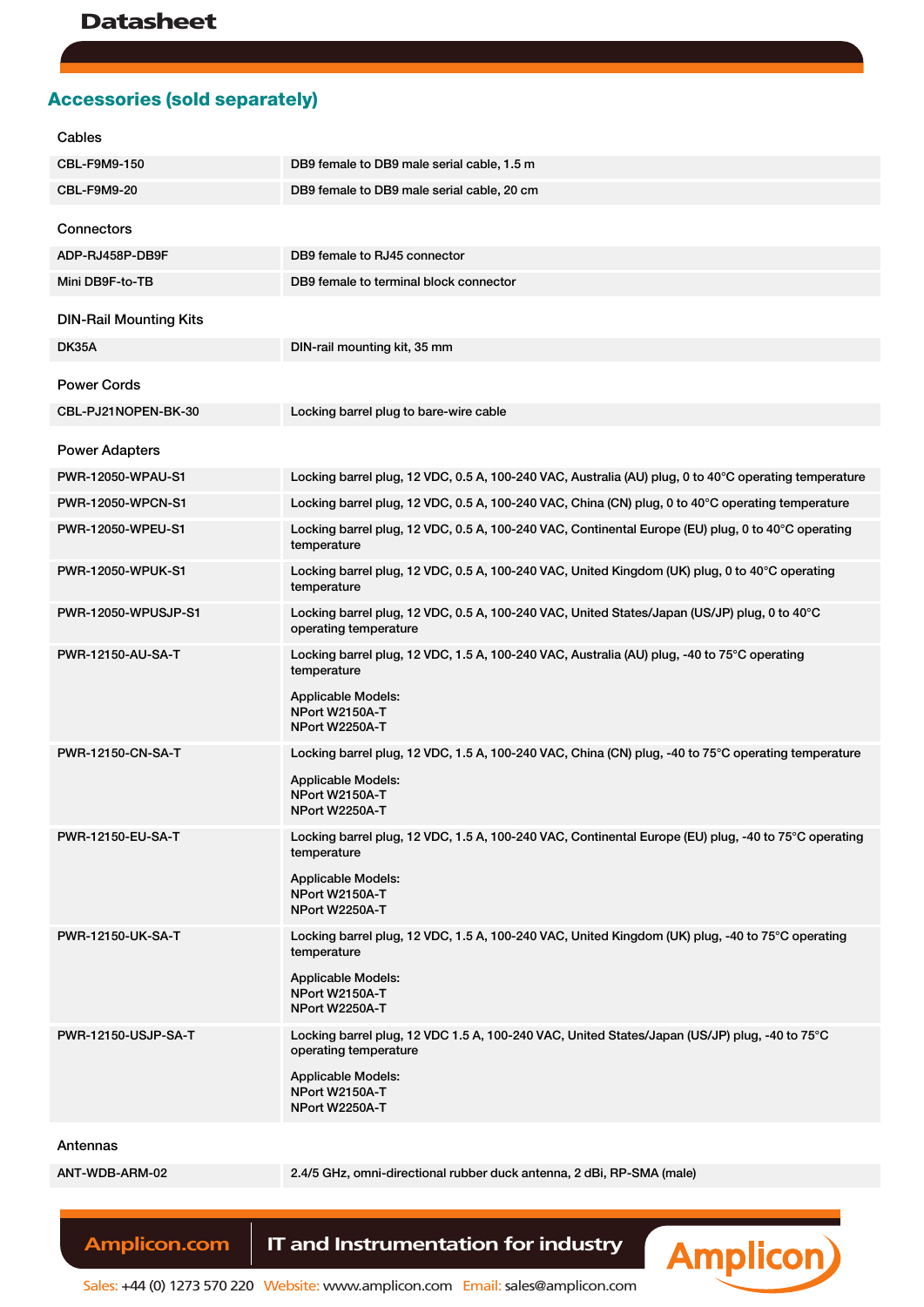## Accessories (sold separately)

### Cables

| | |
|---|---|
| CBL-F9M9-150 | DB9 female to DB9 male serial cable, 1.5 m |
| CBL-F9M9-20 | DB9 female to DB9 male serial cable, 20 cm |

### Connectors

| | |
|---|---|
| ADP-RJ458P-DB9F | DB9 female to RJ45 connector |
| Mini DB9F-to-TB | DB9 female to terminal block connector |

### DIN-Rail Mounting Kits

| | |
|---|---|
| DK35A | DIN-rail mounting kit, 35 mm |

### Power Cords

| | |
|---|---|
| CBL-PJ21NOPEN-BK-30 | Locking barrel plug to bare-wire cable |

### Power Adapters

| | |
|---|---|
| PWR-12050-WPAU-S1 | Locking barrel plug, 12 VDC, 0.5 A, 100-240 VAC, Australia (AU) plug, 0 to 40°C operating temperature |
| PWR-12050-WPCN-S1 | Locking barrel plug, 12 VDC, 0.5 A, 100-240 VAC, China (CN) plug, 0 to 40°C operating temperature |
| PWR-12050-WPEU-S1 | Locking barrel plug, 12 VDC, 0.5 A, 100-240 VAC, Continental Europe (EU) plug, 0 to 40°C operating temperature |
| PWR-12050-WPUK-S1 | Locking barrel plug, 12 VDC, 0.5 A, 100-240 VAC, United Kingdom (UK) plug, 0 to 40°C operating temperature |
| PWR-12050-WPUSJP-S1 | Locking barrel plug, 12 VDC, 0.5 A, 100-240 VAC, United States/Japan (US/JP) plug, 0 to 40°C operating temperature |
| PWR-12150-AU-SA-T | Locking barrel plug, 12 VDC, 1.5 A, 100-240 VAC, Australia (AU) plug, -40 to 75°C operating temperature<br><br>Applicable Models:<br>NPort W2150A-T<br>NPort W2250A-T |
| PWR-12150-CN-SA-T | Locking barrel plug, 12 VDC, 1.5 A, 100-240 VAC, China (CN) plug, -40 to 75°C operating temperature<br><br>Applicable Models:<br>NPort W2150A-T<br>NPort W2250A-T |
| PWR-12150-EU-SA-T | Locking barrel plug, 12 VDC, 1.5 A, 100-240 VAC, Continental Europe (EU) plug, -40 to 75°C operating temperature<br><br>Applicable Models:<br>NPort W2150A-T<br>NPort W2250A-T |
| PWR-12150-UK-SA-T | Locking barrel plug, 12 VDC, 1.5 A, 100-240 VAC, United Kingdom (UK) plug, -40 to 75°C operating temperature<br><br>Applicable Models:<br>NPort W2150A-T<br>NPort W2250A-T |
| PWR-12150-USJP-SA-T | Locking barrel plug, 12 VDC 1.5 A, 100-240 VAC, United States/Japan (US/JP) plug, -40 to 75°C operating temperature<br><br>Applicable Models:<br>NPort W2150A-T<br>NPort W2250A-T |

### Antennas

| | |
|---|---|
| ANT-WDB-ARM-02 | 2.4/5 GHz, omni-directional rubber duck antenna, 2 dBi, RP-SMA (male) |